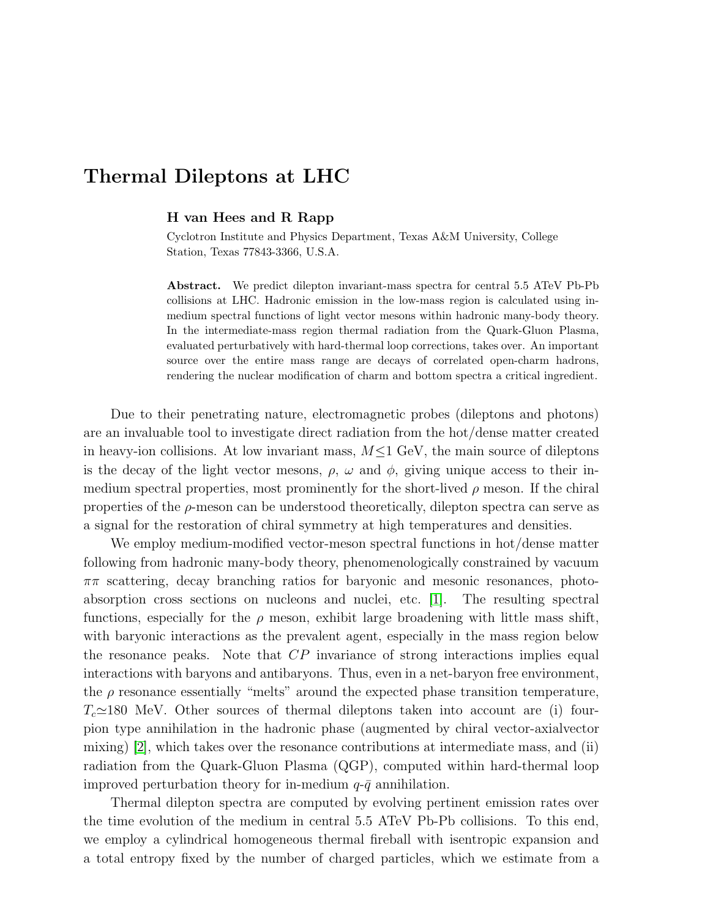# Thermal Dileptons at LHC

**H van Hees and R Rapp**

Cyclotron Institute and Physics Department, Texas A&M University, College Station, Texas 77843-3366, U.S.A.

**Abstract.** We predict dilepton invariant-mass spectra for central 5.5 ATeV Pb-Pb collisions at LHC. Hadronic emission in the low-mass region is calculated using in-medium spectral functions of light vector mesons within hadronic many-body theory. In the intermediate-mass region thermal radiation from the Quark-Gluon Plasma, evaluated perturbatively with hard-thermal loop corrections, takes over. An important source over the entire mass range are decays of correlated open-charm hadrons, rendering the nuclear modification of charm and bottom spectra a critical ingredient.

Due to their penetrating nature, electromagnetic probes (dileptons and photons) are an invaluable tool to investigate direct radiation from the hot/dense matter created in heavy-ion collisions. At low invariant mass, $M \leq 1$ GeV, the main source of dileptons is the decay of the light vector mesons, $\rho$, $\omega$ and $\phi$, giving unique access to their in-medium spectral properties, most prominently for the short-lived $\rho$ meson. If the chiral properties of the $\rho$-meson can be understood theoretically, dilepton spectra can serve as a signal for the restoration of chiral symmetry at high temperatures and densities.

We employ medium-modified vector-meson spectral functions in hot/dense matter following from hadronic many-body theory, phenomenologically constrained by vacuum $\pi\pi$ scattering, decay branching ratios for baryonic and mesonic resonances, photo-absorption cross sections on nucleons and nuclei, etc. [1]. The resulting spectral functions, especially for the $\rho$ meson, exhibit large broadening with little mass shift, with baryonic interactions as the prevalent agent, especially in the mass region below the resonance peaks. Note that $CP$ invariance of strong interactions implies equal interactions with baryons and antibaryons. Thus, even in a net-baryon free environment, the $\rho$ resonance essentially "melts" around the expected phase transition temperature, $T_c \simeq 180$ MeV. Other sources of thermal dileptons taken into account are (i) four-pion type annihilation in the hadronic phase (augmented by chiral vector-axialvector mixing) [2], which takes over the resonance contributions at intermediate mass, and (ii) radiation from the Quark-Gluon Plasma (QGP), computed within hard-thermal loop improved perturbation theory for in-medium $q$-$\bar{q}$ annihilation.

Thermal dilepton spectra are computed by evolving pertinent emission rates over the time evolution of the medium in central 5.5 ATeV Pb-Pb collisions. To this end, we employ a cylindrical homogeneous thermal fireball with isentropic expansion and a total entropy fixed by the number of charged particles, which we estimate from a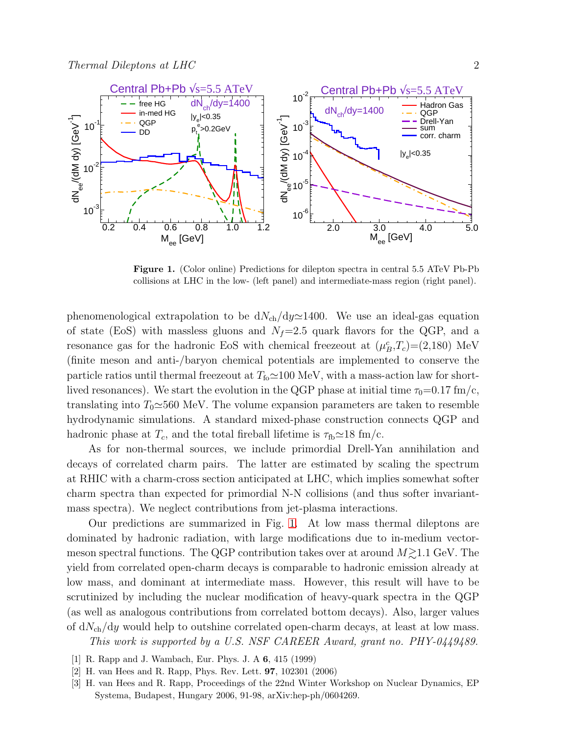Central Pb+Pb √s=5.5 ATeV

dN$_{ch}$/dy=1400

|y$_e$|<0.35

p$_t^e$>0.2GeV

free HG

in-med HG

QGP

DD

dN$_{ee}$/(dM dy) [GeV$^{-1}$]

M$_{ee}$ [GeV]

0.2 0.4 0.6 0.8 1.0 1.2

10$^{-1}$ 10$^{-2}$ 10$^{-3}$

Central Pb+Pb √s=5.5 ATeV

dN$_{ch}$/dy=1400

Hadron Gas

QGP

Drell-Yan

sum

corr. charm

|y$_e$|<0.35

dN$_{ee}$/(dM dy) [GeV$^{-1}$]

M$_{ee}$ [GeV]

2.0 3.0 4.0 5.0

10$^{-2}$ 10$^{-3}$ 10$^{-4}$ 10$^{-5}$ 10$^{-6}$

**Figure 1.** (Color online) Predictions for dilepton spectra in central 5.5 ATeV Pb-Pb collisions at LHC in the low- (left panel) and intermediate-mass region (right panel).

phenomenological extrapolation to be $\mathrm{d}N_{\mathrm{ch}}/\mathrm{d}y \simeq 1400$. We use an ideal-gas equation of state (EoS) with massless gluons and $N_f$=2.5 quark flavors for the QGP, and a resonance gas for the hadronic EoS with chemical freezeout at $(\mu_B^c, T_c)$=(2,180) MeV (finite meson and anti-/baryon chemical potentials are implemented to conserve the particle ratios until thermal freezeout at $T_{\mathrm{fo}} \simeq 100$ MeV, with a mass-action law for short-lived resonances). We start the evolution in the QGP phase at initial time $\tau_0$=0.17 fm/c, translating into $T_0 \simeq 560$ MeV. The volume expansion parameters are taken to resemble hydrodynamic simulations. A standard mixed-phase construction connects QGP and hadronic phase at $T_c$, and the total fireball lifetime is $\tau_{\mathrm{fb}} \simeq 18$ fm/c.

As for non-thermal sources, we include primordial Drell-Yan annihilation and decays of correlated charm pairs. The latter are estimated by scaling the spectrum at RHIC with a charm-cross section anticipated at LHC, which implies somewhat softer charm spectra than expected for primordial N-N collisions (and thus softer invariant-mass spectra). We neglect contributions from jet-plasma interactions.

Our predictions are summarized in Fig. 1. At low mass thermal dileptons are dominated by hadronic radiation, with large modifications due to in-medium vector-meson spectral functions. The QGP contribution takes over at around $M \gtrsim 1.1$ GeV. The yield from correlated open-charm decays is comparable to hadronic emission already at low mass, and dominant at intermediate mass. However, this result will have to be scrutinized by including the nuclear modification of heavy-quark spectra in the QGP (as well as analogous contributions from correlated bottom decays). Also, larger values of $\mathrm{d}N_{\mathrm{ch}}/\mathrm{d}y$ would help to outshine correlated open-charm decays, at least at low mass.

*This work is supported by a U.S. NSF CAREER Award, grant no. PHY-0449489.*

[1] R. Rapp and J. Wambach, Eur. Phys. J. A **6**, 415 (1999)

[2] H. van Hees and R. Rapp, Phys. Rev. Lett. **97**, 102301 (2006)

[3] H. van Hees and R. Rapp, Proceedings of the 22nd Winter Workshop on Nuclear Dynamics, EP Systema, Budapest, Hungary 2006, 91-98, arXiv:hep-ph/0604269.